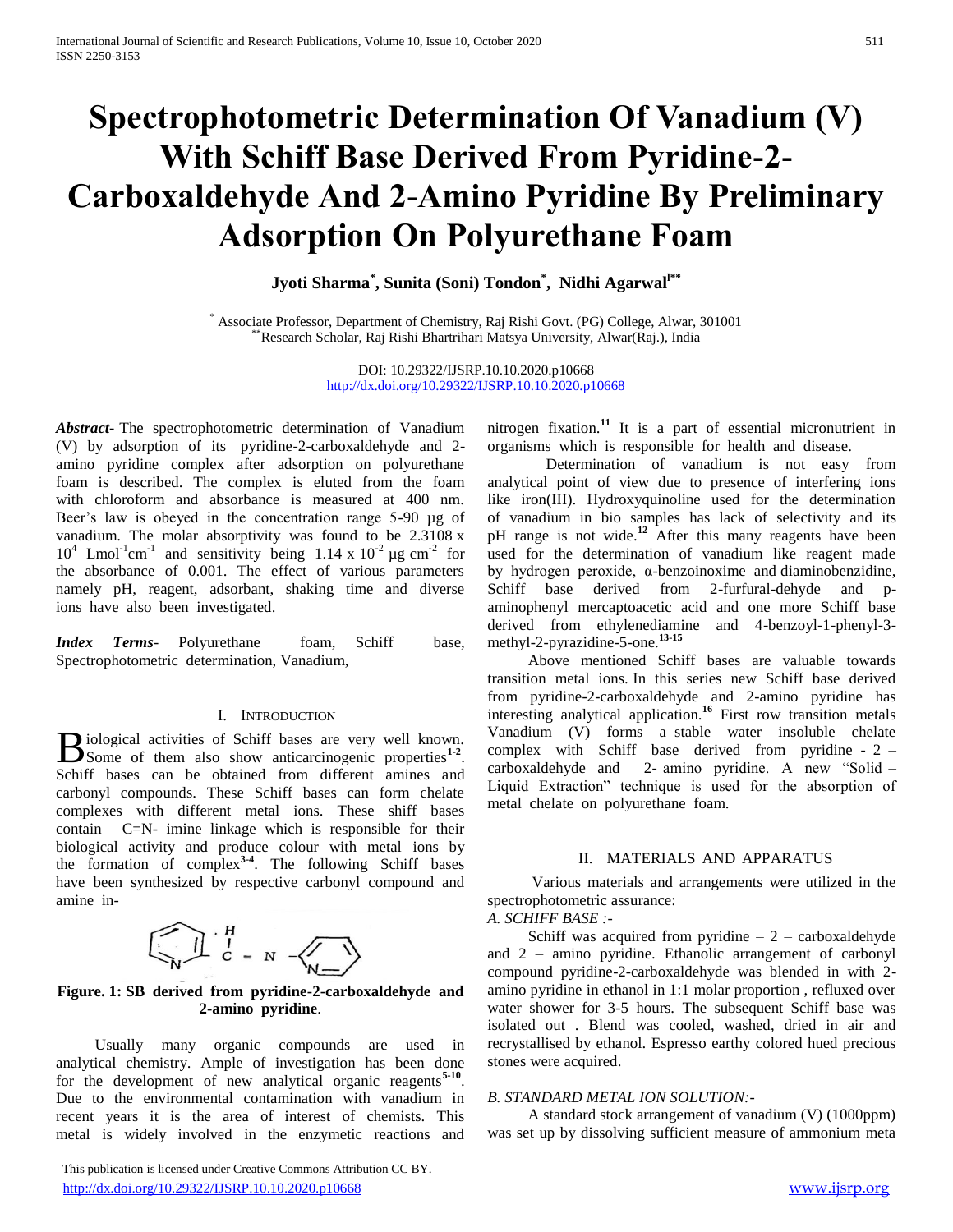# Spectrophotometric Determination Of Vanadium (V) With Schiff Base Derived From Pyridine-2-Carboxaldehyde And 2-Amino Pyridine By Preliminary Adsorption On Polyurethane Foam

**Jyoti Sharma[*], Sunita (Soni) Tondon[*], Nidhi Agarwal[**]**

[*] Associate Professor, Department of Chemistry, Raj Rishi Govt. (PG) College, Alwar, 301001
[**] Research Scholar, Raj Rishi Bhartrihari Matsya University, Alwar(Raj.), India

DOI: 10.29322/IJSRP.10.10.2020.p10668
http://dx.doi.org/10.29322/IJSRP.10.10.2020.p10668

***Abstract*-** The spectrophotometric determination of Vanadium (V) by adsorption of its pyridine-2-carboxaldehyde and 2-amino pyridine complex after adsorption on polyurethane foam is described. The complex is eluted from the foam with chloroform and absorbance is measured at 400 nm. Beer's law is obeyed in the concentration range 5-90 µg of vanadium. The molar absorptivity was found to be $2.3108 \times 10^4$ $Lmol^{-1}cm^{-1}$ and sensitivity being $1.14 \times 10^{-2}$ µg $cm^{-2}$ for the absorbance of 0.001. The effect of various parameters namely pH, reagent, adsorbant, shaking time and diverse ions have also been investigated.

***Index Terms*-** Polyurethane foam, Schiff base, Spectrophotometric determination, Vanadium,

## I. Introduction

Biological activities of Schiff bases are very well known. Some of them also show anticarcinogenic properties[1-2]. Schiff bases can be obtained from different amines and carbonyl compounds. These Schiff bases can form chelate complexes with different metal ions. These shiff bases contain –C=N- imine linkage which is responsible for their biological activity and produce colour with metal ions by the formation of complex[3-4]. The following Schiff bases have been synthesized by respective carbonyl compound and amine in-

**Figure. 1: SB derived from pyridine-2-carboxaldehyde and 2-amino pyridine**.

Usually many organic compounds are used in analytical chemistry. Ample of investigation has been done for the development of new analytical organic reagents[5-10]. Due to the environmental contamination with vanadium in recent years it is the area of interest of chemists. This metal is widely involved in the enzymetic reactions and nitrogen fixation.[11] It is a part of essential micronutrient in organisms which is responsible for health and disease.

Determination of vanadium is not easy from analytical point of view due to presence of interfering ions like iron(III). Hydroxyquinoline used for the determination of vanadium in bio samples has lack of selectivity and its pH range is not wide.[12] After this many reagents have been used for the determination of vanadium like reagent made by hydrogen peroxide, α-benzoinoxime and diaminobenzidine, Schiff base derived from 2-furfural-dehyde and p-aminophenyl mercaptoacetic acid and one more Schiff base derived from ethylenediamine and 4-benzoyl-1-phenyl-3-methyl-2-pyrazidine-5-one.[13-15]

Above mentioned Schiff bases are valuable towards transition metal ions. In this series new Schiff base derived from pyridine-2-carboxaldehyde and 2-amino pyridine has interesting analytical application.[16] First row transition metals Vanadium (V) forms a stable water insoluble chelate complex with Schiff base derived from pyridine - 2 – carboxaldehyde and 2- amino pyridine. A new "Solid – Liquid Extraction" technique is used for the absorption of metal chelate on polyurethane foam.

## II. Materials And Apparatus

Various materials and arrangements were utilized in the spectrophotometric assurance:

### *A. SCHIFF BASE :-*

Schiff was acquired from pyridine – 2 – carboxaldehyde and 2 – amino pyridine. Ethanolic arrangement of carbonyl compound pyridine-2-carboxaldehyde was blended in with 2-amino pyridine in ethanol in 1:1 molar proportion , refluxed over water shower for 3-5 hours. The subsequent Schiff base was isolated out . Blend was cooled, washed, dried in air and recrystallised by ethanol. Espresso earthy colored hued precious stones were acquired.

### *B. STANDARD METAL ION SOLUTION:-*

A standard stock arrangement of vanadium (V) (1000ppm) was set up by dissolving sufficient measure of ammonium meta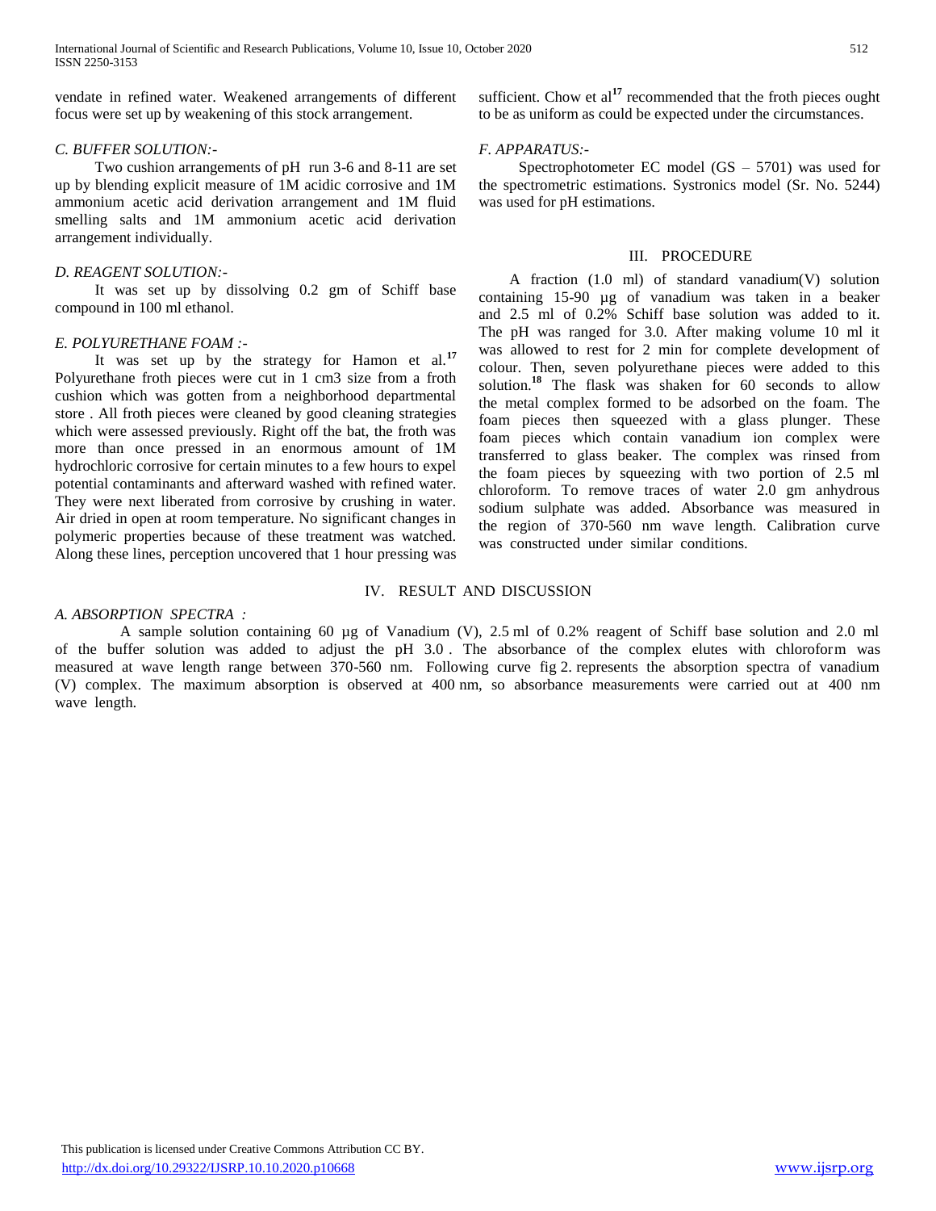vendate in refined water. Weakened arrangements of different focus were set up by weakening of this stock arrangement.

### C. BUFFER SOLUTION:-

Two cushion arrangements of pH run 3-6 and 8-11 are set up by blending explicit measure of 1M acidic corrosive and 1M ammonium acetic acid derivation arrangement and 1M fluid smelling salts and 1M ammonium acetic acid derivation arrangement individually.

### D. REAGENT SOLUTION:-

It was set up by dissolving 0.2 gm of Schiff base compound in 100 ml ethanol.

### E. POLYURETHANE FOAM :-

It was set up by the strategy for Hamon et al.[17] Polyurethane froth pieces were cut in 1 cm3 size from a froth cushion which was gotten from a neighborhood departmental store . All froth pieces were cleaned by good cleaning strategies which were assessed previously. Right off the bat, the froth was more than once pressed in an enormous amount of 1M hydrochloric corrosive for certain minutes to a few hours to expel potential contaminants and afterward washed with refined water. They were next liberated from corrosive by crushing in water. Air dried in open at room temperature. No significant changes in polymeric properties because of these treatment was watched. Along these lines, perception uncovered that 1 hour pressing was sufficient. Chow et al[17] recommended that the froth pieces ought to be as uniform as could be expected under the circumstances.

### F. APPARATUS:-

Spectrophotometer EC model (GS – 5701) was used for the spectrometric estimations. Systronics model (Sr. No. 5244) was used for pH estimations.

## III. PROCEDURE

A fraction (1.0 ml) of standard vanadium(V) solution containing 15-90 µg of vanadium was taken in a beaker and 2.5 ml of 0.2% Schiff base solution was added to it. The pH was ranged for 3.0. After making volume 10 ml it was allowed to rest for 2 min for complete development of colour. Then, seven polyurethane pieces were added to this solution.[18] The flask was shaken for 60 seconds to allow the metal complex formed to be adsorbed on the foam. The foam pieces then squeezed with a glass plunger. These foam pieces which contain vanadium ion complex were transferred to glass beaker. The complex was rinsed from the foam pieces by squeezing with two portion of 2.5 ml chloroform. To remove traces of water 2.0 gm anhydrous sodium sulphate was added. Absorbance was measured in the region of 370-560 nm wave length. Calibration curve was constructed under similar conditions.

## IV. RESULT AND DISCUSSION

### A. ABSORPTION SPECTRA :

A sample solution containing 60 µg of Vanadium (V), 2.5 ml of 0.2% reagent of Schiff base solution and 2.0 ml of the buffer solution was added to adjust the pH 3.0 . The absorbance of the complex elutes with chloroform was measured at wave length range between 370-560 nm. Following curve fig 2. represents the absorption spectra of vanadium (V) complex. The maximum absorption is observed at 400 nm, so absorbance measurements were carried out at 400 nm wave length.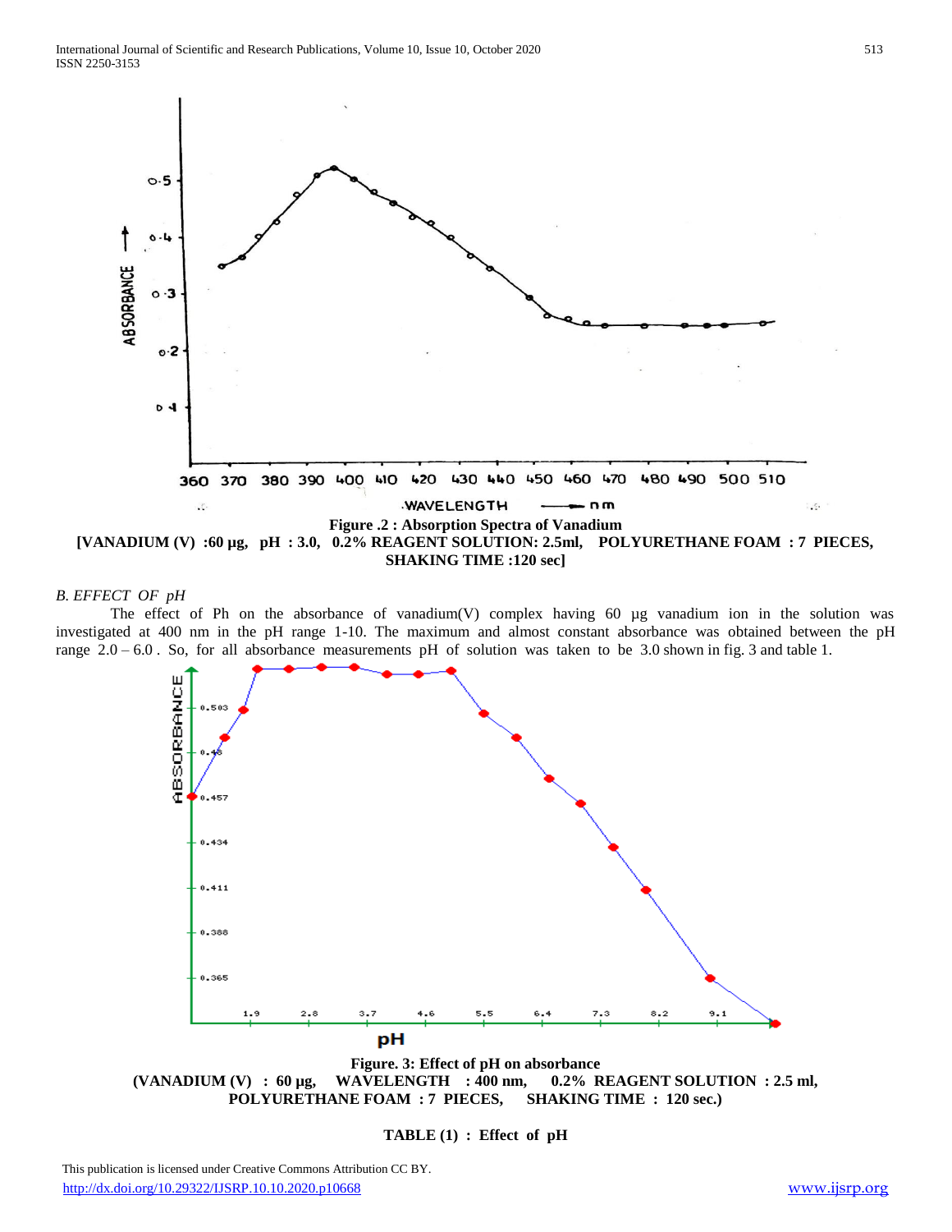Figure .2 : Absorption Spectra of Vanadium

**[VANADIUM (V) :60 µg, pH : 3.0, 0.2% REAGENT SOLUTION: 2.5ml, POLYURETHANE FOAM : 7 PIECES, SHAKING TIME :120 sec]**

### *B. EFFECT OF pH*

The effect of Ph on the absorbance of vanadium(V) complex having 60 µg vanadium ion in the solution was investigated at 400 nm in the pH range 1-10. The maximum and almost constant absorbance was obtained between the pH range 2.0 – 6.0 . So, for all absorbance measurements pH of solution was taken to be 3.0 shown in fig. 3 and table 1.

**Figure. 3: Effect of pH on absorbance**

**(VANADIUM (V) : 60 µg, WAVELENGTH : 400 nm, 0.2% REAGENT SOLUTION : 2.5 ml, POLYURETHANE FOAM : 7 PIECES, SHAKING TIME : 120 sec.)**

**TABLE (1) : Effect of pH**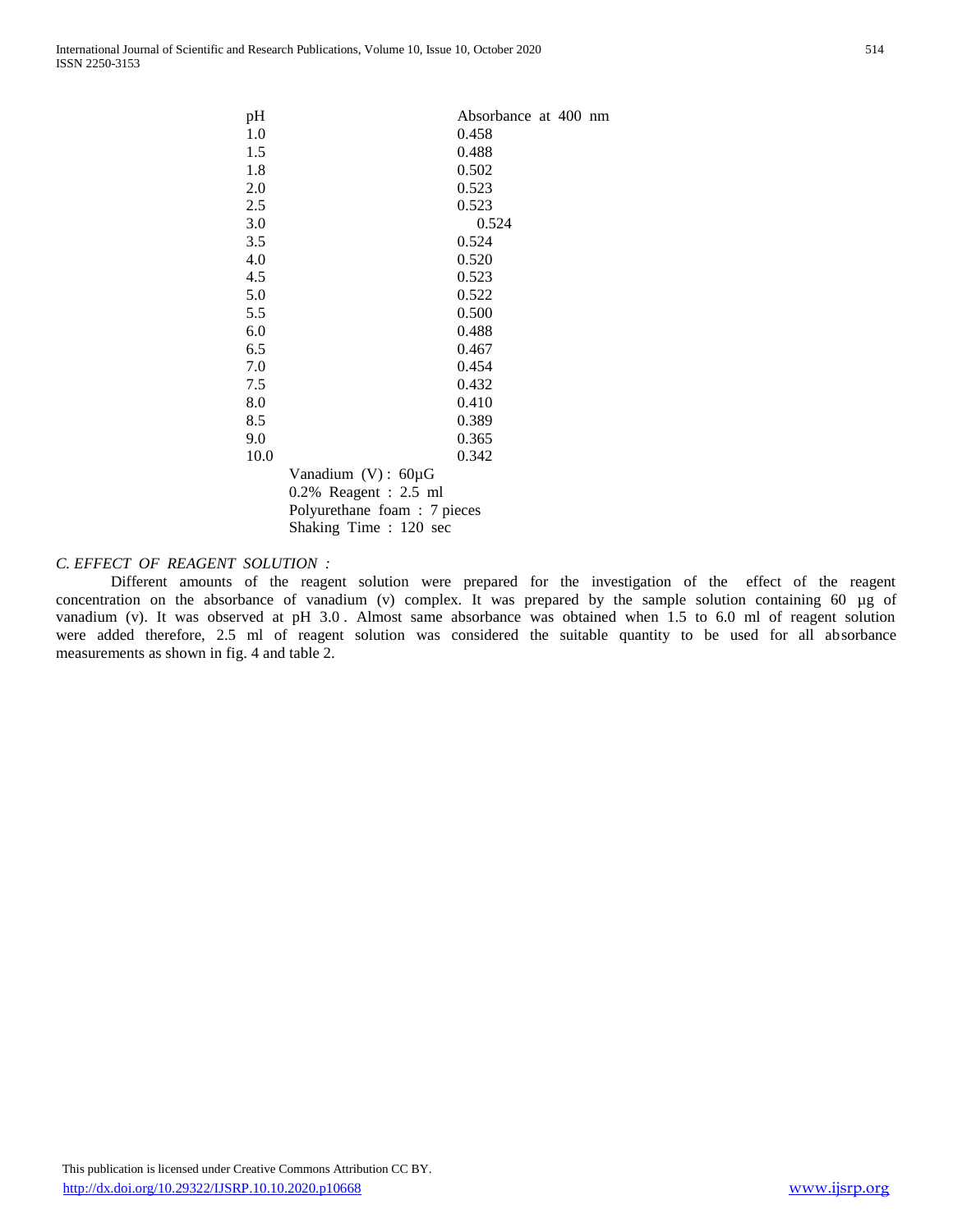| pH | Absorbance at 400 nm |
| --- | --- |
| 1.0 | 0.458 |
| 1.5 | 0.488 |
| 1.8 | 0.502 |
| 2.0 | 0.523 |
| 2.5 | 0.523 |
| 3.0 | 0.524 |
| 3.5 | 0.524 |
| 4.0 | 0.520 |
| 4.5 | 0.523 |
| 5.0 | 0.522 |
| 5.5 | 0.500 |
| 6.0 | 0.488 |
| 6.5 | 0.467 |
| 7.0 | 0.454 |
| 7.5 | 0.432 |
| 8.0 | 0.410 |
| 8.5 | 0.389 |
| 9.0 | 0.365 |
| 10.0 | 0.342 |

Vanadium (V) : 60µG
0.2% Reagent : 2.5 ml
Polyurethane foam : 7 pieces
Shaking Time : 120 sec

### *C. EFFECT OF REAGENT SOLUTION :*

Different amounts of the reagent solution were prepared for the investigation of the effect of the reagent concentration on the absorbance of vanadium (v) complex. It was prepared by the sample solution containing 60 µg of vanadium (v). It was observed at pH 3.0 . Almost same absorbance was obtained when 1.5 to 6.0 ml of reagent solution were added therefore, 2.5 ml of reagent solution was considered the suitable quantity to be used for all absorbance measurements as shown in fig. 4 and table 2.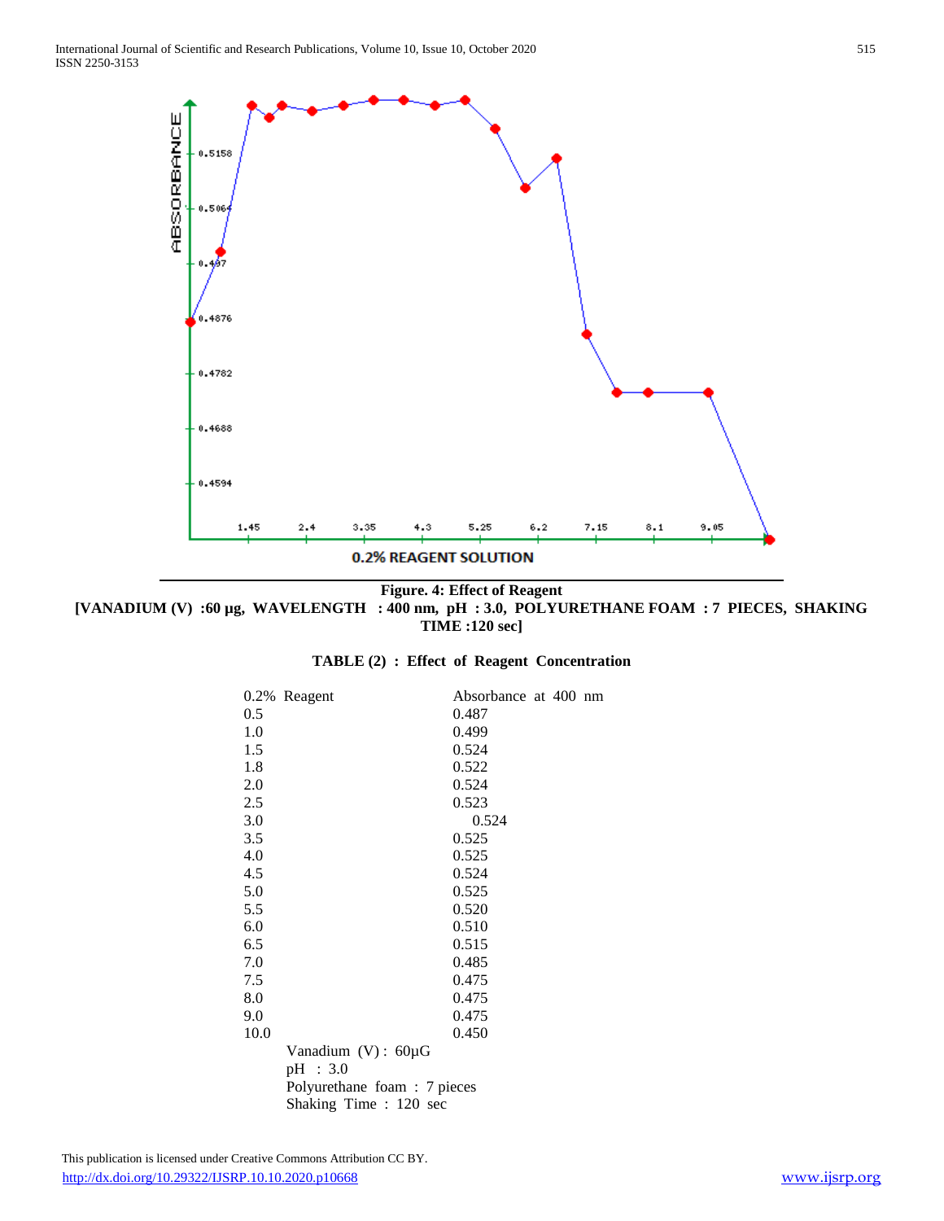**Figure. 4: Effect of Reagent**

**[VANADIUM (V) :60 µg, WAVELENGTH : 400 nm, pH : 3.0, POLYURETHANE FOAM : 7 PIECES, SHAKING TIME :120 sec]**

**TABLE (2) : Effect of Reagent Concentration**

| 0.2% Reagent | Absorbance at 400 nm |
|---|---|
| 0.5 | 0.487 |
| 1.0 | 0.499 |
| 1.5 | 0.524 |
| 1.8 | 0.522 |
| 2.0 | 0.524 |
| 2.5 | 0.523 |
| 3.0 | 0.524 |
| 3.5 | 0.525 |
| 4.0 | 0.525 |
| 4.5 | 0.524 |
| 5.0 | 0.525 |
| 5.5 | 0.520 |
| 6.0 | 0.510 |
| 6.5 | 0.515 |
| 7.0 | 0.485 |
| 7.5 | 0.475 |
| 8.0 | 0.475 |
| 9.0 | 0.475 |
| 10.0 | 0.450 |

Vanadium (V) : 60µG
pH : 3.0
Polyurethane foam : 7 pieces
Shaking Time : 120 sec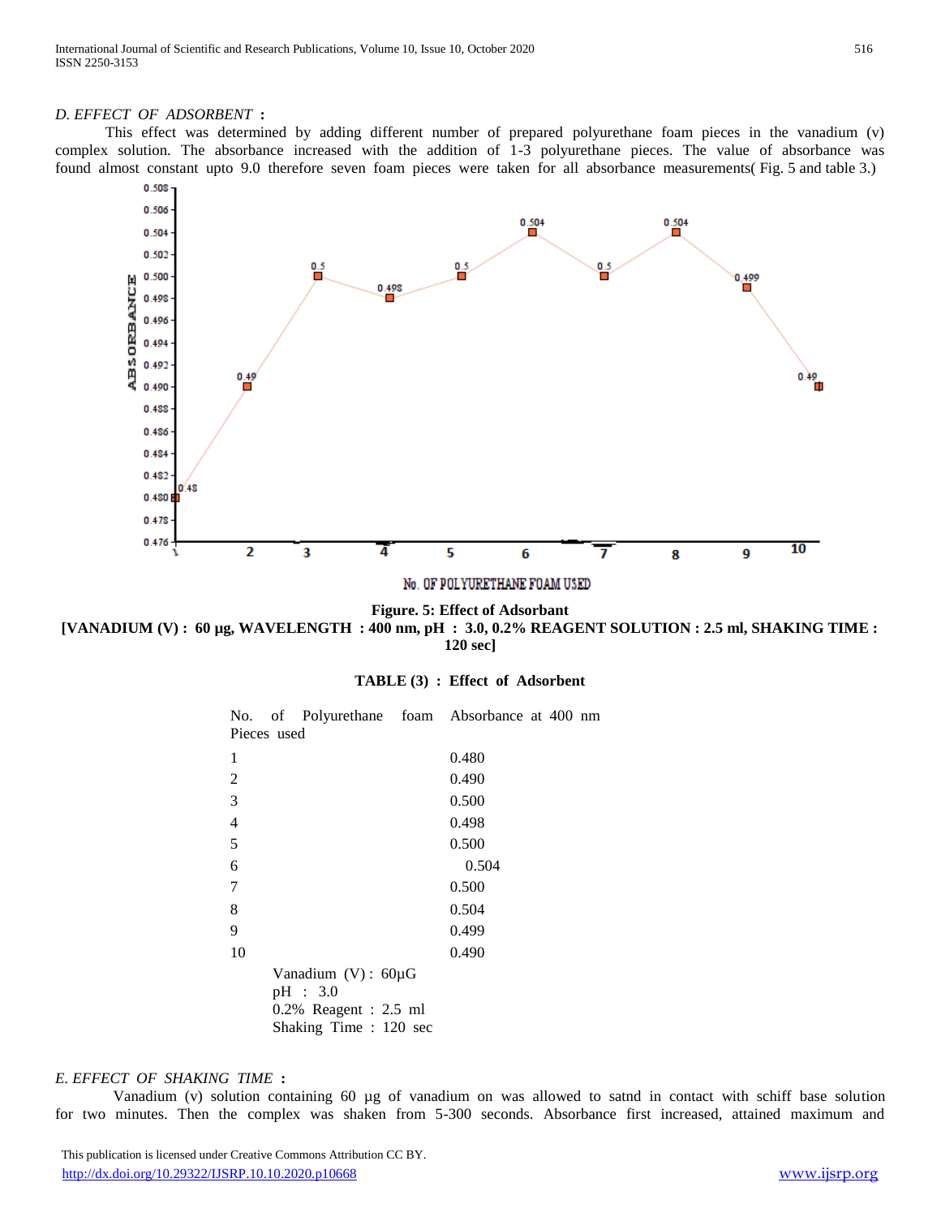*D. EFFECT OF ADSORBENT* **:**

This effect was determined by adding different number of prepared polyurethane foam pieces in the vanadium (v) complex solution. The absorbance increased with the addition of 1-3 polyurethane pieces. The value of absorbance was found almost constant upto 9.0 therefore seven foam pieces were taken for all absorbance measurements( Fig. 5 and table 3.)

**Figure. 5: Effect of Adsorbant**
**[VANADIUM (V) : 60 µg, WAVELENGTH : 400 nm, pH : 3.0, 0.2% REAGENT SOLUTION : 2.5 ml, SHAKING TIME : 120 sec]**

**TABLE (3) : Effect of Adsorbent**

| No. of Polyurethane foam Pieces used | Absorbance at 400 nm |
|---|---|
| 1 | 0.480 |
| 2 | 0.490 |
| 3 | 0.500 |
| 4 | 0.498 |
| 5 | 0.500 |
| 6 | 0.504 |
| 7 | 0.500 |
| 8 | 0.504 |
| 9 | 0.499 |
| 10 | 0.490 |

Vanadium (V) : 60µG
pH : 3.0
0.2% Reagent : 2.5 ml
Shaking Time : 120 sec

*E. EFFECT OF SHAKING TIME* **:**

Vanadium (v) solution containing 60 µg of vanadium on was allowed to satnd in contact with schiff base solution for two minutes. Then the complex was shaken from 5-300 seconds. Absorbance first increased, attained maximum and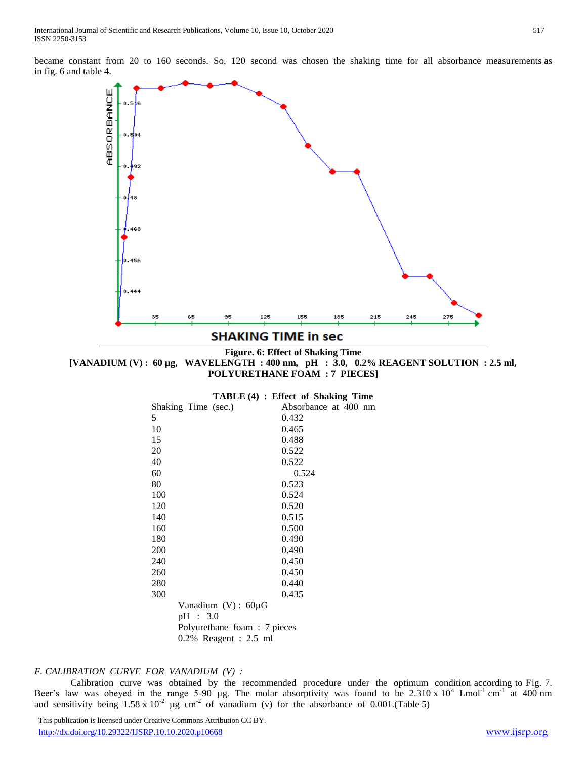became constant from 20 to 160 seconds. So, 120 second was chosen the shaking time for all absorbance measurements as in fig. 6 and table 4.

**Figure. 6: Effect of Shaking Time**
**[VANADIUM (V) : 60 µg, WAVELENGTH : 400 nm, pH : 3.0, 0.2% REAGENT SOLUTION : 2.5 ml, POLYURETHANE FOAM : 7 PIECES]**

**TABLE (4) : Effect of Shaking Time**

| Shaking Time (sec.) | Absorbance at 400 nm |
|---|---|
| 5 | 0.432 |
| 10 | 0.465 |
| 15 | 0.488 |
| 20 | 0.522 |
| 40 | 0.522 |
| 60 | 0.524 |
| 80 | 0.523 |
| 100 | 0.524 |
| 120 | 0.520 |
| 140 | 0.515 |
| 160 | 0.500 |
| 180 | 0.490 |
| 200 | 0.490 |
| 240 | 0.450 |
| 260 | 0.450 |
| 280 | 0.440 |
| 300 | 0.435 |

Vanadium (V) : 60µG
pH : 3.0
Polyurethane foam : 7 pieces
0.2% Reagent : 2.5 ml

*F. CALIBRATION CURVE FOR VANADIUM (V) :*

Calibration curve was obtained by the recommended procedure under the optimum condition according to Fig. 7. Beer's law was obeyed in the range 5-90 µg. The molar absorptivity was found to be $2.310 \times 10^{4}$ $Lmol^{-1}$ $cm^{-1}$ at 400 nm and sensitivity being $1.58 \times 10^{-2}$ µg $cm^{-2}$ of vanadium (v) for the absorbance of 0.001.(Table 5)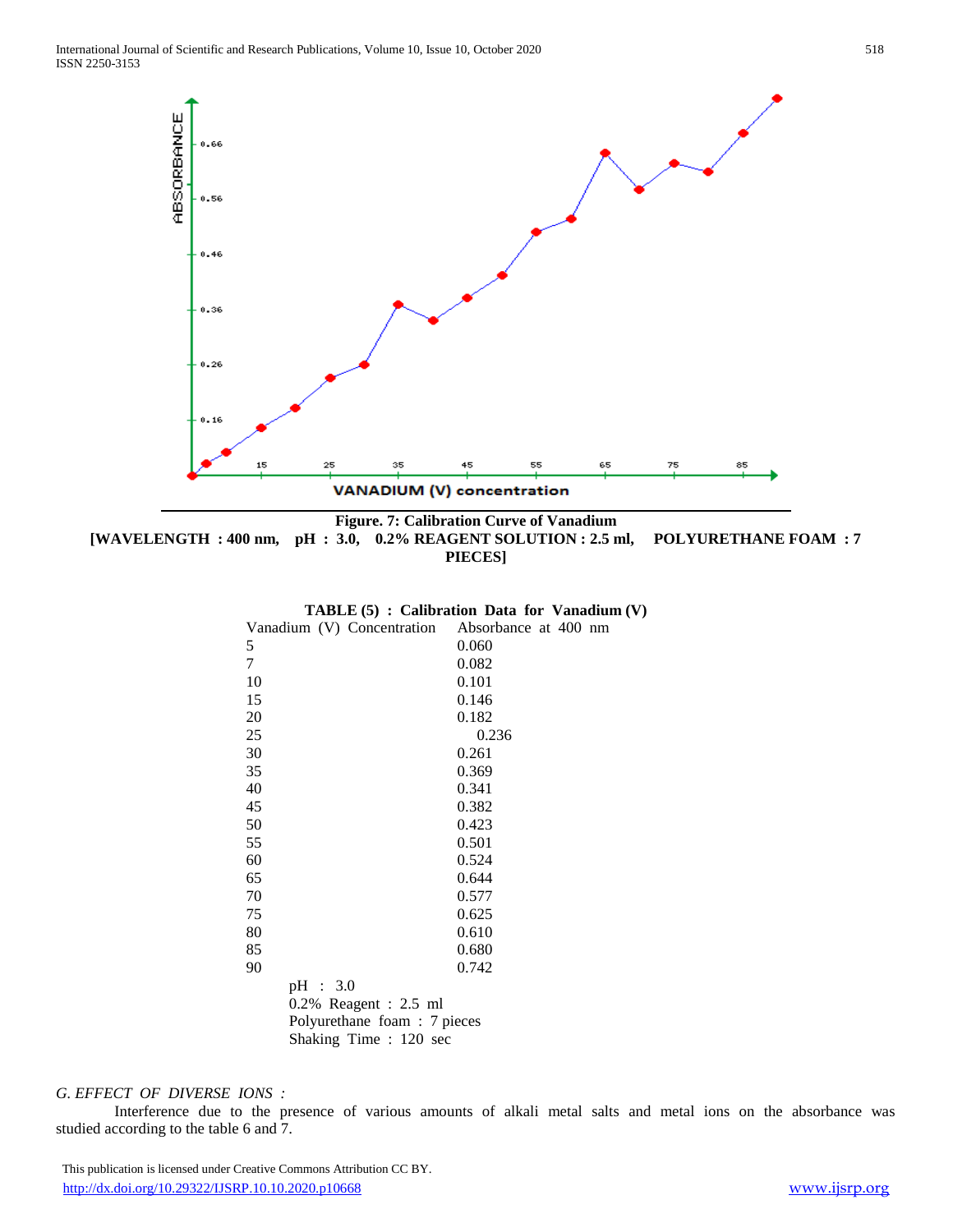**Figure. 7: Calibration Curve of Vanadium**
**[WAVELENGTH : 400 nm, pH : 3.0, 0.2% REAGENT SOLUTION : 2.5 ml, POLYURETHANE FOAM : 7 PIECES]**

**TABLE (5) : Calibration Data for Vanadium (V)**

| Vanadium (V) Concentration | Absorbance at 400 nm |
|---|---|
| 5 | 0.060 |
| 7 | 0.082 |
| 10 | 0.101 |
| 15 | 0.146 |
| 20 | 0.182 |
| 25 | 0.236 |
| 30 | 0.261 |
| 35 | 0.369 |
| 40 | 0.341 |
| 45 | 0.382 |
| 50 | 0.423 |
| 55 | 0.501 |
| 60 | 0.524 |
| 65 | 0.644 |
| 70 | 0.577 |
| 75 | 0.625 |
| 80 | 0.610 |
| 85 | 0.680 |
| 90 | 0.742 |

pH : 3.0
0.2% Reagent : 2.5 ml
Polyurethane foam : 7 pieces
Shaking Time : 120 sec

*G. EFFECT OF DIVERSE IONS :*

Interference due to the presence of various amounts of alkali metal salts and metal ions on the absorbance was studied according to the table 6 and 7.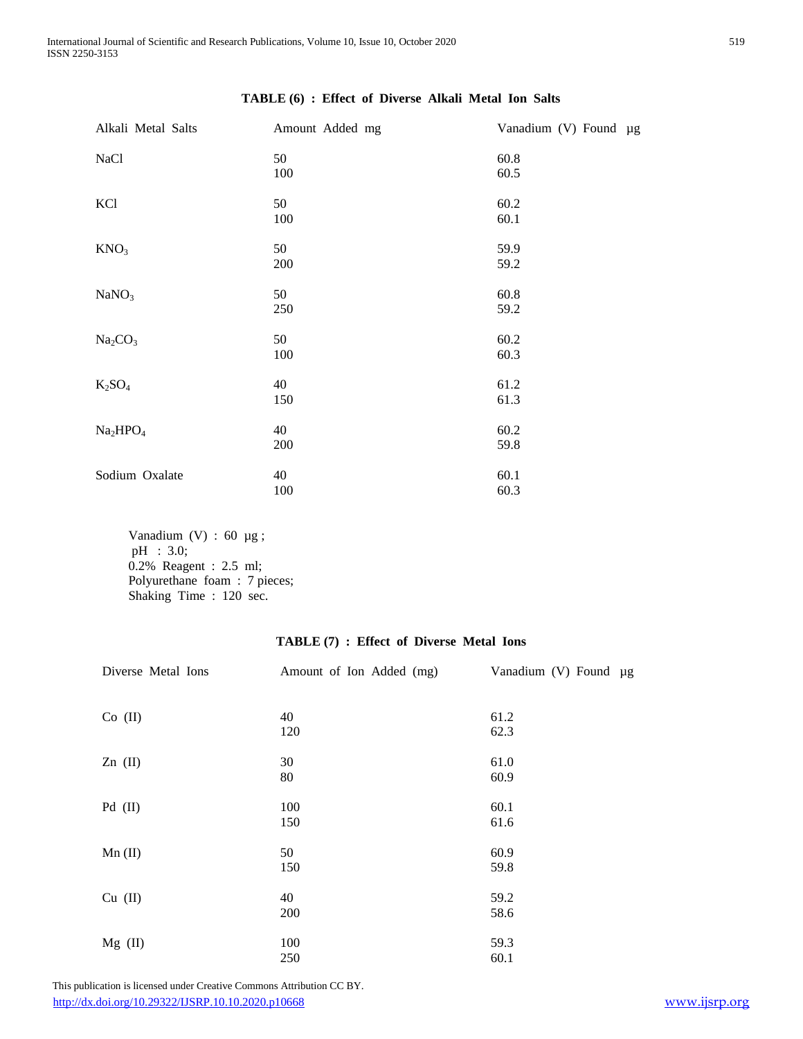**TABLE (6) : Effect of Diverse Alkali Metal Ion Salts**

| Alkali Metal Salts | Amount Added mg | Vanadium (V) Found µg |
|---|---|---|
| NaCl | 50 | 60.8 |
| | 100 | 60.5 |
| KCl | 50 | 60.2 |
| | 100 | 60.1 |
| $KNO_3$ | 50 | 59.9 |
| | 200 | 59.2 |
| $NaNO_3$ | 50 | 60.8 |
| | 250 | 59.2 |
| $Na_2CO_3$ | 50 | 60.2 |
| | 100 | 60.3 |
| $K_2SO_4$ | 40 | 61.2 |
| | 150 | 61.3 |
| $Na_2HPO_4$ | 40 | 60.2 |
| | 200 | 59.8 |
| Sodium Oxalate | 40 | 60.1 |
| | 100 | 60.3 |

Vanadium (V) : 60 µg ;
pH : 3.0;
0.2% Reagent : 2.5 ml;
Polyurethane foam : 7 pieces;
Shaking Time : 120 sec.

**TABLE (7) : Effect of Diverse Metal Ions**

| Diverse Metal Ions | Amount of Ion Added (mg) | Vanadium (V) Found µg |
|---|---|---|
| Co (II) | 40 | 61.2 |
| | 120 | 62.3 |
| Zn (II) | 30 | 61.0 |
| | 80 | 60.9 |
| Pd (II) | 100 | 60.1 |
| | 150 | 61.6 |
| Mn (II) | 50 | 60.9 |
| | 150 | 59.8 |
| Cu (II) | 40 | 59.2 |
| | 200 | 58.6 |
| Mg (II) | 100 | 59.3 |
| | 250 | 60.1 |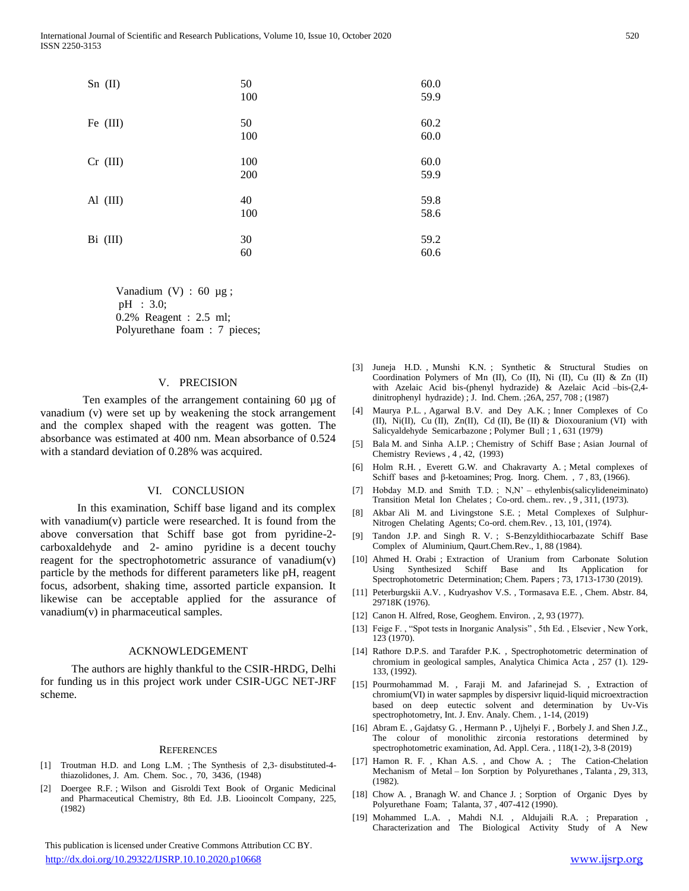| | | |
|---|---|---|
| Sn (II) | 50 | 60.0 |
| | 100 | 59.9 |
| Fe (III) | 50 | 60.2 |
| | 100 | 60.0 |
| Cr (III) | 100 | 60.0 |
| | 200 | 59.9 |
| Al (III) | 40 | 59.8 |
| | 100 | 58.6 |
| Bi (III) | 30 | 59.2 |
| | 60 | 60.6 |

Vanadium (V) : 60 µg ;
pH : 3.0;
0.2% Reagent : 2.5 ml;
Polyurethane foam : 7 pieces;

## V. PRECISION

Ten examples of the arrangement containing 60 µg of vanadium (v) were set up by weakening the stock arrangement and the complex shaped with the reagent was gotten. The absorbance was estimated at 400 nm. Mean absorbance of 0.524 with a standard deviation of 0.28% was acquired.

## VI. CONCLUSION

In this examination, Schiff base ligand and its complex with vanadium(v) particle were researched. It is found from the above conversation that Schiff base got from pyridine-2-carboxaldehyde and 2- amino pyridine is a decent touchy reagent for the spectrophotometric assurance of vanadium(v) particle by the methods for different parameters like pH, reagent focus, adsorbent, shaking time, assorted particle expansion. It likewise can be acceptable applied for the assurance of vanadium(v) in pharmaceutical samples.

## ACKNOWLEDGEMENT

The authors are highly thankful to the CSIR-HRDG, Delhi for funding us in this project work under CSIR-UGC NET-JRF scheme.

## REFERENCES

[1] Troutman H.D. and Long L.M. ; The Synthesis of 2,3- disubstituted-4-thiazolidones, J. Am. Chem. Soc. , 70, 3436, (1948)

[2] Doergee R.F. ; Wilson and Gisroldi Text Book of Organic Medicinal and Pharmaceutical Chemistry, 8th Ed. J.B. Liooincolt Company, 225, (1982)

[3] Juneja H.D. , Munshi K.N. ; Synthetic & Structural Studies on Coordination Polymers of Mn (II), Co (II), Ni (II), Cu (II) & Zn (II) with Azelaic Acid bis-(phenyl hydrazide) & Azelaic Acid –bis-(2,4-dinitrophenyl hydrazide) ; J. Ind. Chem. ;26A, 257, 708 ; (1987)

[4] Maurya P.L. , Agarwal B.V. and Dey A.K. ; Inner Complexes of Co (II), Ni(II), Cu (II), Zn(II), Cd (II), Be (II) & Dioxouranium (VI) with Salicyaldehyde Semicarbazone ; Polymer Bull ; 1 , 631 (1979)

[5] Bala M. and Sinha A.I.P. ; Chemistry of Schiff Base ; Asian Journal of Chemistry Reviews , 4 , 42, (1993)

[6] Holm R.H. , Everett G.W. and Chakravarty A. ; Metal complexes of Schiff bases and β-ketoamines; Prog. Inorg. Chem. , 7 , 83, (1966).

[7] Hobday M.D. and Smith T.D. ; N,N' – ethylenbis(salicylideneiminato) Transition Metal Ion Chelates ; Co-ord. chem.. rev. , 9 , 311, (1973).

[8] Akbar Ali M. and Livingstone S.E. ; Metal Complexes of Sulphur-Nitrogen Chelating Agents; Co-ord. chem.Rev. , 13, 101, (1974).

[9] Tandon J.P. and Singh R. V. ; S-Benzyldithiocarbazate Schiff Base Complex of Aluminium, Qaurt.Chem.Rev., 1, 88 (1984).

[10] Ahmed H. Orabi ; Extraction of Uranium from Carbonate Solution Using Synthesized Schiff Base and Its Application for Spectrophotometric Determination; Chem. Papers ; 73, 1713-1730 (2019).

[11] Peterburgskii A.V. , Kudryashov V.S. , Tormasava E.E. , Chem. Abstr. 84, 29718K (1976).

[12] Canon H. Alfred, Rose, Geoghem. Environ. , 2, 93 (1977).

[13] Feige F. , "Spot tests in Inorganic Analysis" , 5th Ed. , Elsevier , New York, 123 (1970).

[14] Rathore D.P.S. and Tarafder P.K. , Spectrophotometric determination of chromium in geological samples, Analytica Chimica Acta , 257 (1). 129-133, (1992).

[15] Pourmohammad M. , Faraji M. and Jafarinejad S. , Extraction of chromium(VI) in water sapmples by dispersivr liquid-liquid microextraction based on deep eutectic solvent and determination by Uv-Vis spectrophotometry, Int. J. Env. Analy. Chem. , 1-14, (2019)

[16] Abram E. , Gajdatsy G. , Hermann P. , Ujhelyi F. , Borbely J. and Shen J.Z., The colour of monolithic zirconia restorations determined by spectrophotometric examination, Ad. Appl. Cera. , 118(1-2), 3-8 (2019)

[17] Hamon R. F. , Khan A.S. , and Chow A. ; The Cation-Chelation Mechanism of Metal – Ion Sorption by Polyurethanes , Talanta , 29, 313, (1982).

[18] Chow A. , Branagh W. and Chance J. ; Sorption of Organic Dyes by Polyurethane Foam; Talanta, 37 , 407-412 (1990).

[19] Mohammed L.A. , Mahdi N.I. , Aldujaili R.A. ; Preparation , Characterization and The Biological Activity Study of A New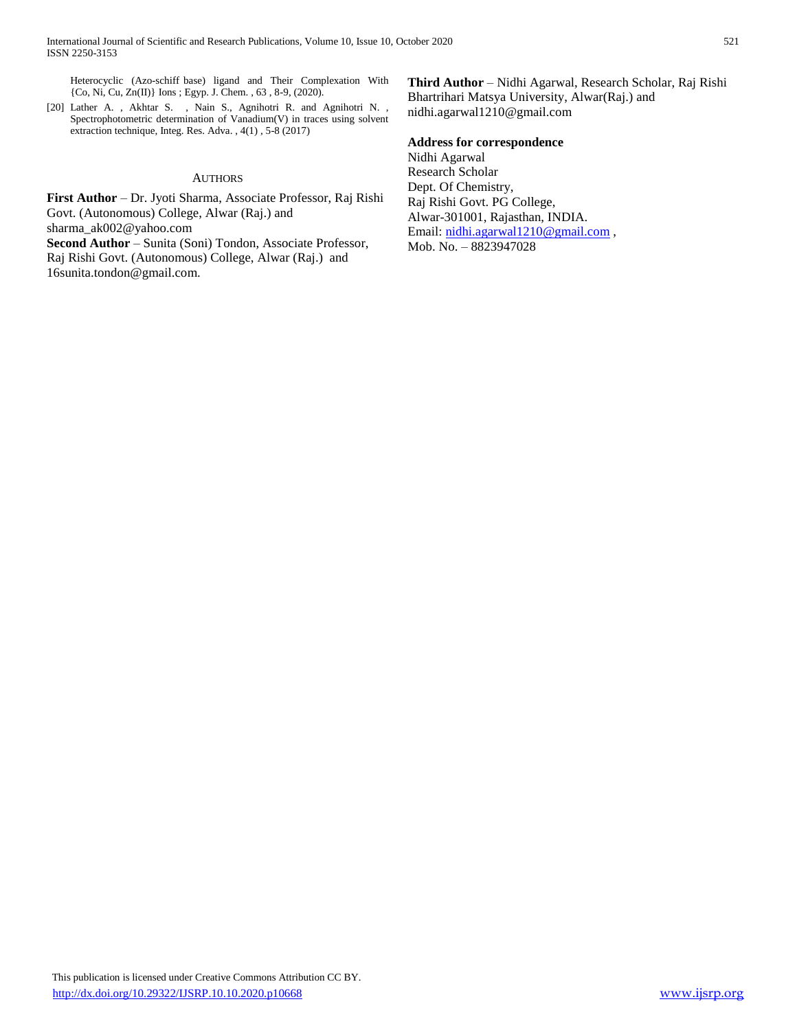Heterocyclic (Azo-schiff base) ligand and Their Complexation With {Co, Ni, Cu, Zn(II)} Ions ; Egyp. J. Chem. , 63 , 8-9, (2020).

[20] Lather A. , Akhtar S. , Nain S., Agnihotri R. and Agnihotri N. , Spectrophotometric determination of Vanadium(V) in traces using solvent extraction technique, Integ. Res. Adva. , 4(1) , 5-8 (2017)

## AUTHORS

**First Author** – Dr. Jyoti Sharma, Associate Professor, Raj Rishi Govt. (Autonomous) College, Alwar (Raj.) and sharma_ak002@yahoo.com

**Second Author** – Sunita (Soni) Tondon, Associate Professor, Raj Rishi Govt. (Autonomous) College, Alwar (Raj.) and 16sunita.tondon@gmail.com.

**Third Author** – Nidhi Agarwal, Research Scholar, Raj Rishi Bhartrihari Matsya University, Alwar(Raj.) and nidhi.agarwal1210@gmail.com

**Address for correspondence**

Nidhi Agarwal
Research Scholar
Dept. Of Chemistry,
Raj Rishi Govt. PG College,
Alwar-301001, Rajasthan, INDIA.
Email: nidhi.agarwal1210@gmail.com ,
Mob. No. – 8823947028

This publication is licensed under Creative Commons Attribution CC BY.
http://dx.doi.org/10.29322/IJSRP.10.10.2020.p10668